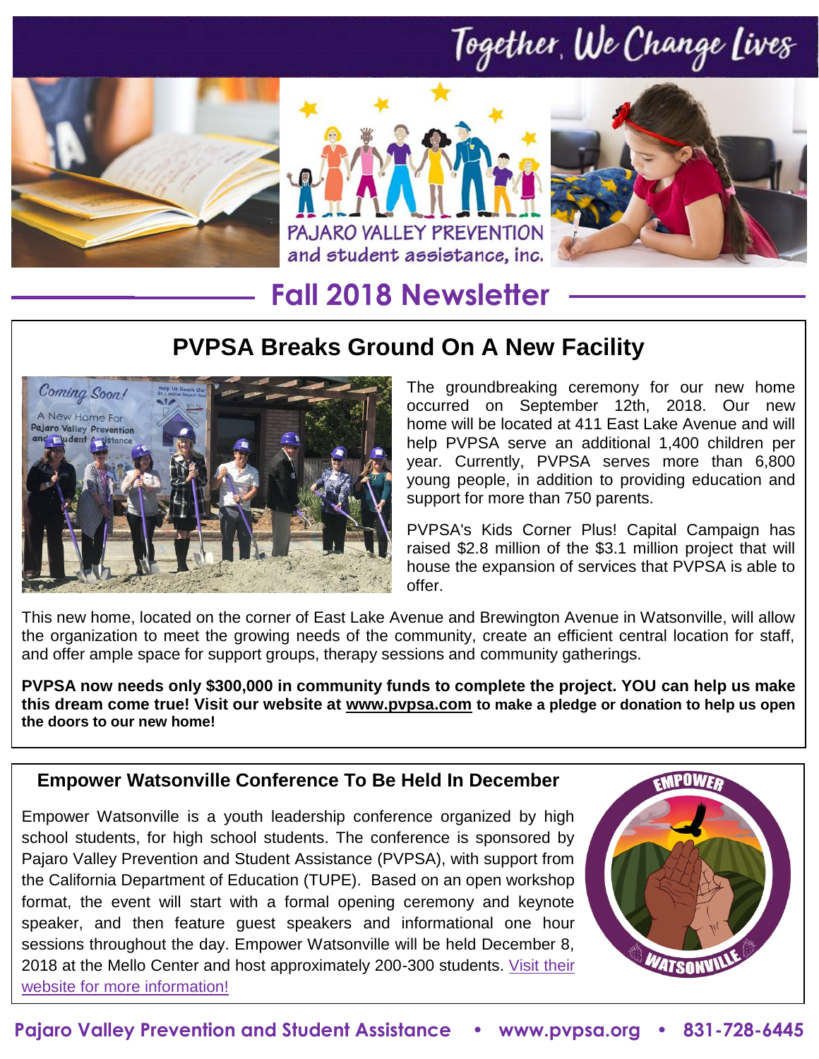# Together, We Change Lives

PAJARO VALLEY PREVENTION and student assistance, inc.

## Fall 2018 Newsletter

### PVPSA Breaks Ground On A New Facility

The groundbreaking ceremony for our new home occurred on September 12th, 2018. Our new home will be located at 411 East Lake Avenue and will help PVPSA serve an additional 1,400 children per year. Currently, PVPSA serves more than 6,800 young people, in addition to providing education and support for more than 750 parents.

PVPSA's Kids Corner Plus! Capital Campaign has raised $2.8 million of the $3.1 million project that will house the expansion of services that PVPSA is able to offer.

This new home, located on the corner of East Lake Avenue and Brewington Avenue in Watsonville, will allow the organization to meet the growing needs of the community, create an efficient central location for staff, and offer ample space for support groups, therapy sessions and community gatherings.

**PVPSA now needs only $300,000 in community funds to complete the project. YOU can help us make this dream come true! Visit our website at www.pvpsa.com to make a pledge or donation to help us open the doors to our new home!**

### Empower Watsonville Conference To Be Held In December

Empower Watsonville is a youth leadership conference organized by high school students, for high school students. The conference is sponsored by Pajaro Valley Prevention and Student Assistance (PVPSA), with support from the California Department of Education (TUPE). Based on an open workshop format, the event will start with a formal opening ceremony and keynote speaker, and then feature guest speakers and informational one hour sessions throughout the day. Empower Watsonville will be held December 8, 2018 at the Mello Center and host approximately 200-300 students. Visit their website for more information!

Pajaro Valley Prevention and Student Assistance • www.pvpsa.org • 831-728-6445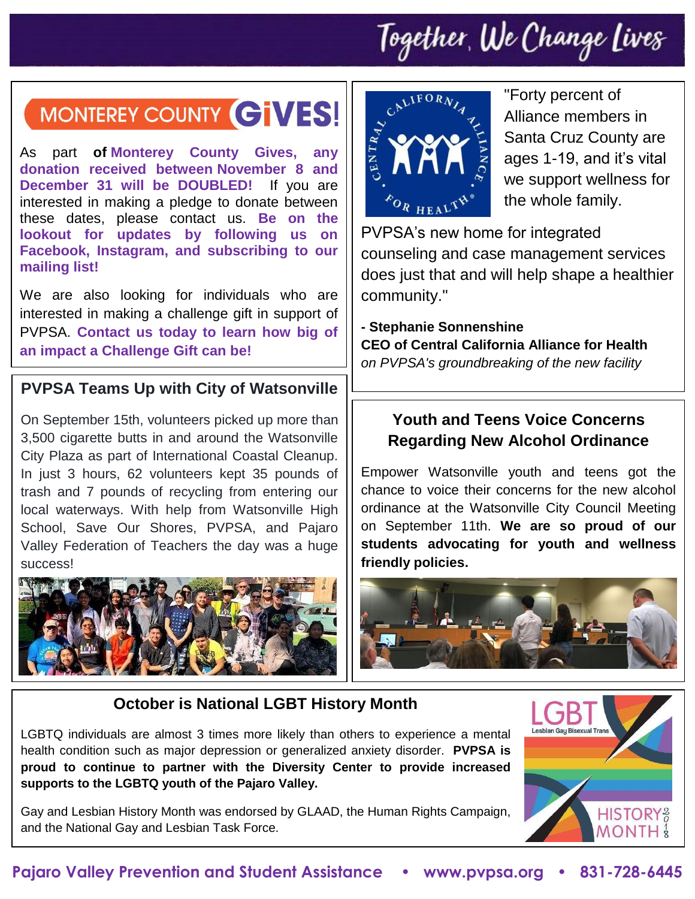# Together, We Change Lives

## MONTEREY COUNTY GiVES!

As part of **Monterey County Gives, any donation received between November 8 and December 31 will be DOUBLED!** If you are interested in making a pledge to donate between these dates, please contact us. **Be on the lookout for updates by following us on Facebook, Instagram, and subscribing to our mailing list!**

We are also looking for individuals who are interested in making a challenge gift in support of PVPSA. **Contact us today to learn how big of an impact a Challenge Gift can be!**

"Forty percent of Alliance members in Santa Cruz County are ages 1-19, and it's vital we support wellness for the whole family.

PVPSA's new home for integrated counseling and case management services does just that and will help shape a healthier community."

**- Stephanie Sonnenshine**
**CEO of Central California Alliance for Health**
*on PVPSA's groundbreaking of the new facility*

## PVPSA Teams Up with City of Watsonville

On September 15th, volunteers picked up more than 3,500 cigarette butts in and around the Watsonville City Plaza as part of International Coastal Cleanup. In just 3 hours, 62 volunteers kept 35 pounds of trash and 7 pounds of recycling from entering our local waterways. With help from Watsonville High School, Save Our Shores, PVPSA, and Pajaro Valley Federation of Teachers the day was a huge success!

## Youth and Teens Voice Concerns Regarding New Alcohol Ordinance

Empower Watsonville youth and teens got the chance to voice their concerns for the new alcohol ordinance at the Watsonville City Council Meeting on September 11th. **We are so proud of our students advocating for youth and wellness friendly policies.**

## October is National LGBT History Month

LGBTQ individuals are almost 3 times more likely than others to experience a mental health condition such as major depression or generalized anxiety disorder. **PVPSA is proud to continue to partner with the Diversity Center to provide increased supports to the LGBTQ youth of the Pajaro Valley.**

Gay and Lesbian History Month was endorsed by GLAAD, the Human Rights Campaign, and the National Gay and Lesbian Task Force.

**Pajaro Valley Prevention and Student Assistance • www.pvpsa.org • 831-728-6445**